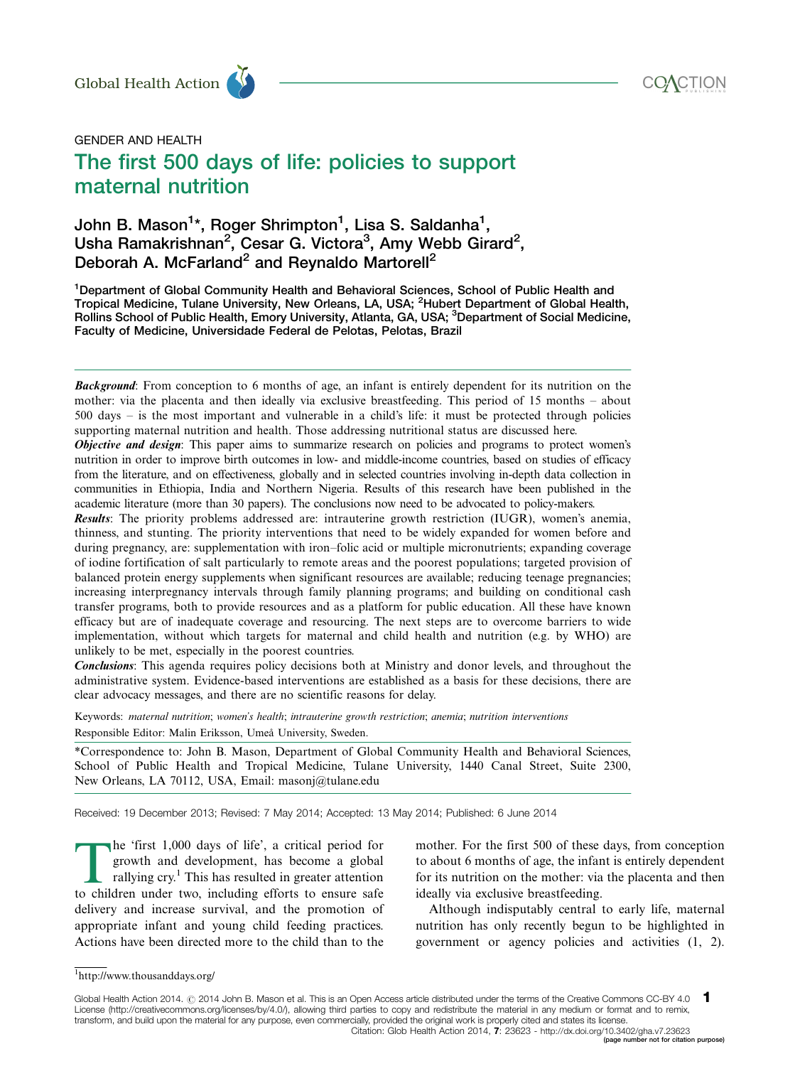GENDER AND HEALTH

# The first 500 days of life: policies to support maternal nutrition

John B. Mason[1]*, Roger Shrimpton[1], Lisa S. Saldanha[1], Usha Ramakrishnan[2], Cesar G. Victora[3], Amy Webb Girard[2], Deborah A. McFarland[2] and Reynaldo Martorell[2]

[1]Department of Global Community Health and Behavioral Sciences, School of Public Health and Tropical Medicine, Tulane University, New Orleans, LA, USA; [2]Hubert Department of Global Health, Rollins School of Public Health, Emory University, Atlanta, GA, USA; [3]Department of Social Medicine, Faculty of Medicine, Universidade Federal de Pelotas, Pelotas, Brazil

***Background***: From conception to 6 months of age, an infant is entirely dependent for its nutrition on the mother: via the placenta and then ideally via exclusive breastfeeding. This period of 15 months – about 500 days – is the most important and vulnerable in a child's life: it must be protected through policies supporting maternal nutrition and health. Those addressing nutritional status are discussed here.

***Objective and design***: This paper aims to summarize research on policies and programs to protect women's nutrition in order to improve birth outcomes in low- and middle-income countries, based on studies of efficacy from the literature, and on effectiveness, globally and in selected countries involving in-depth data collection in communities in Ethiopia, India and Northern Nigeria. Results of this research have been published in the academic literature (more than 30 papers). The conclusions now need to be advocated to policy-makers.

***Results***: The priority problems addressed are: intrauterine growth restriction (IUGR), women's anemia, thinness, and stunting. The priority interventions that need to be widely expanded for women before and during pregnancy, are: supplementation with iron–folic acid or multiple micronutrients; expanding coverage of iodine fortification of salt particularly to remote areas and the poorest populations; targeted provision of balanced protein energy supplements when significant resources are available; reducing teenage pregnancies; increasing interpregnancy intervals through family planning programs; and building on conditional cash transfer programs, both to provide resources and as a platform for public education. All these have known efficacy but are of inadequate coverage and resourcing. The next steps are to overcome barriers to wide implementation, without which targets for maternal and child health and nutrition (e.g. by WHO) are unlikely to be met, especially in the poorest countries.

***Conclusions***: This agenda requires policy decisions both at Ministry and donor levels, and throughout the administrative system. Evidence-based interventions are established as a basis for these decisions, there are clear advocacy messages, and there are no scientific reasons for delay.

Keywords: *maternal nutrition*; *women's health*; *intrauterine growth restriction*; *anemia*; *nutrition interventions*

Responsible Editor: Malin Eriksson, Umeå University, Sweden.

*Correspondence to: John B. Mason, Department of Global Community Health and Behavioral Sciences, School of Public Health and Tropical Medicine, Tulane University, 1440 Canal Street, Suite 2300, New Orleans, LA 70112, USA, Email: masonj@tulane.edu

Received: 19 December 2013; Revised: 7 May 2014; Accepted: 13 May 2014; Published: 6 June 2014

The 'first 1,000 days of life', a critical period for growth and development, has become a global rallying cry.[1] This has resulted in greater attention to children under two, including efforts to ensure safe delivery and increase survival, and the promotion of appropriate infant and young child feeding practices. Actions have been directed more to the child than to the mother. For the first 500 of these days, from conception to about 6 months of age, the infant is entirely dependent for its nutrition on the mother: via the placenta and then ideally via exclusive breastfeeding.

Although indisputably central to early life, maternal nutrition has only recently begun to be highlighted in government or agency policies and activities (1, 2).

[1]http://www.thousanddays.org/

Global Health Action 2014. © 2014 John B. Mason et al. This is an Open Access article distributed under the terms of the Creative Commons CC-BY 4.0 License (http://creativecommons.org/licenses/by/4.0/), allowing third parties to copy and redistribute the material in any medium or format and to remix, transform, and build upon the material for any purpose, even commercially, provided the original work is properly cited and states its license.

Citation: Glob Health Action 2014, 7: 23623 - http://dx.doi.org/10.3402/gha.v7.23623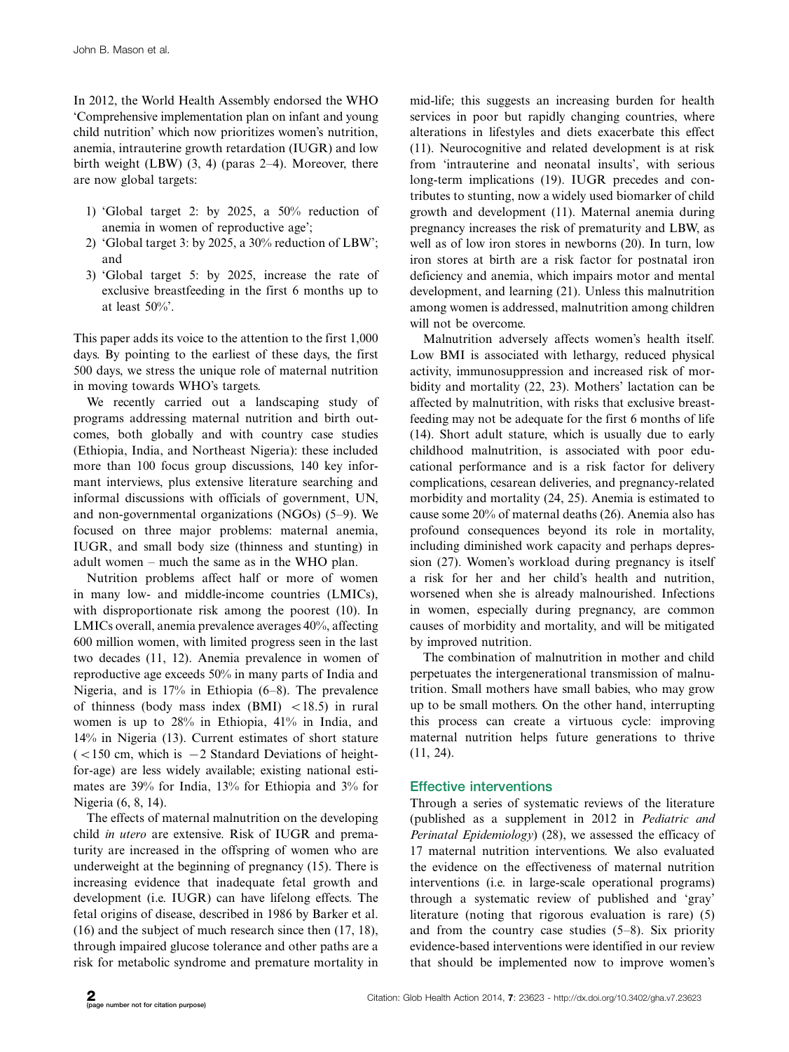In 2012, the World Health Assembly endorsed the WHO 'Comprehensive implementation plan on infant and young child nutrition' which now prioritizes women's nutrition, anemia, intrauterine growth retardation (IUGR) and low birth weight (LBW) (3, 4) (paras 2–4). Moreover, there are now global targets:

1) 'Global target 2: by 2025, a 50% reduction of anemia in women of reproductive age';
2) 'Global target 3: by 2025, a 30% reduction of LBW'; and
3) 'Global target 5: by 2025, increase the rate of exclusive breastfeeding in the first 6 months up to at least 50%'.

This paper adds its voice to the attention to the first 1,000 days. By pointing to the earliest of these days, the first 500 days, we stress the unique role of maternal nutrition in moving towards WHO's targets.

We recently carried out a landscaping study of programs addressing maternal nutrition and birth outcomes, both globally and with country case studies (Ethiopia, India, and Northeast Nigeria): these included more than 100 focus group discussions, 140 key informant interviews, plus extensive literature searching and informal discussions with officials of government, UN, and non-governmental organizations (NGOs) (5–9). We focused on three major problems: maternal anemia, IUGR, and small body size (thinness and stunting) in adult women – much the same as in the WHO plan.

Nutrition problems affect half or more of women in many low- and middle-income countries (LMICs), with disproportionate risk among the poorest (10). In LMICs overall, anemia prevalence averages 40%, affecting 600 million women, with limited progress seen in the last two decades (11, 12). Anemia prevalence in women of reproductive age exceeds 50% in many parts of India and Nigeria, and is 17% in Ethiopia (6–8). The prevalence of thinness (body mass index (BMI) $<18.5$) in rural women is up to 28% in Ethiopia, 41% in India, and 14% in Nigeria (13). Current estimates of short stature ($<150$ cm, which is $-2$ Standard Deviations of height-for-age) are less widely available; existing national estimates are 39% for India, 13% for Ethiopia and 3% for Nigeria (6, 8, 14).

The effects of maternal malnutrition on the developing child *in utero* are extensive. Risk of IUGR and prematurity are increased in the offspring of women who are underweight at the beginning of pregnancy (15). There is increasing evidence that inadequate fetal growth and development (i.e. IUGR) can have lifelong effects. The fetal origins of disease, described in 1986 by Barker et al. (16) and the subject of much research since then (17, 18), through impaired glucose tolerance and other paths are a risk for metabolic syndrome and premature mortality in mid-life; this suggests an increasing burden for health services in poor but rapidly changing countries, where alterations in lifestyles and diets exacerbate this effect (11). Neurocognitive and related development is at risk from 'intrauterine and neonatal insults', with serious long-term implications (19). IUGR precedes and contributes to stunting, now a widely used biomarker of child growth and development (11). Maternal anemia during pregnancy increases the risk of prematurity and LBW, as well as of low iron stores in newborns (20). In turn, low iron stores at birth are a risk factor for postnatal iron deficiency and anemia, which impairs motor and mental development, and learning (21). Unless this malnutrition among women is addressed, malnutrition among children will not be overcome.

Malnutrition adversely affects women's health itself. Low BMI is associated with lethargy, reduced physical activity, immunosuppression and increased risk of morbidity and mortality (22, 23). Mothers' lactation can be affected by malnutrition, with risks that exclusive breastfeeding may not be adequate for the first 6 months of life (14). Short adult stature, which is usually due to early childhood malnutrition, is associated with poor educational performance and is a risk factor for delivery complications, cesarean deliveries, and pregnancy-related morbidity and mortality (24, 25). Anemia is estimated to cause some 20% of maternal deaths (26). Anemia also has profound consequences beyond its role in mortality, including diminished work capacity and perhaps depression (27). Women's workload during pregnancy is itself a risk for her and her child's health and nutrition, worsened when she is already malnourished. Infections in women, especially during pregnancy, are common causes of morbidity and mortality, and will be mitigated by improved nutrition.

The combination of malnutrition in mother and child perpetuates the intergenerational transmission of malnutrition. Small mothers have small babies, who may grow up to be small mothers. On the other hand, interrupting this process can create a virtuous cycle: improving maternal nutrition helps future generations to thrive (11, 24).

## Effective interventions

Through a series of systematic reviews of the literature (published as a supplement in 2012 in *Pediatric and Perinatal Epidemiology*) (28), we assessed the efficacy of 17 maternal nutrition interventions. We also evaluated the evidence on the effectiveness of maternal nutrition interventions (i.e. in large-scale operational programs) through a systematic review of published and 'gray' literature (noting that rigorous evaluation is rare) (5) and from the country case studies (5–8). Six priority evidence-based interventions were identified in our review that should be implemented now to improve women's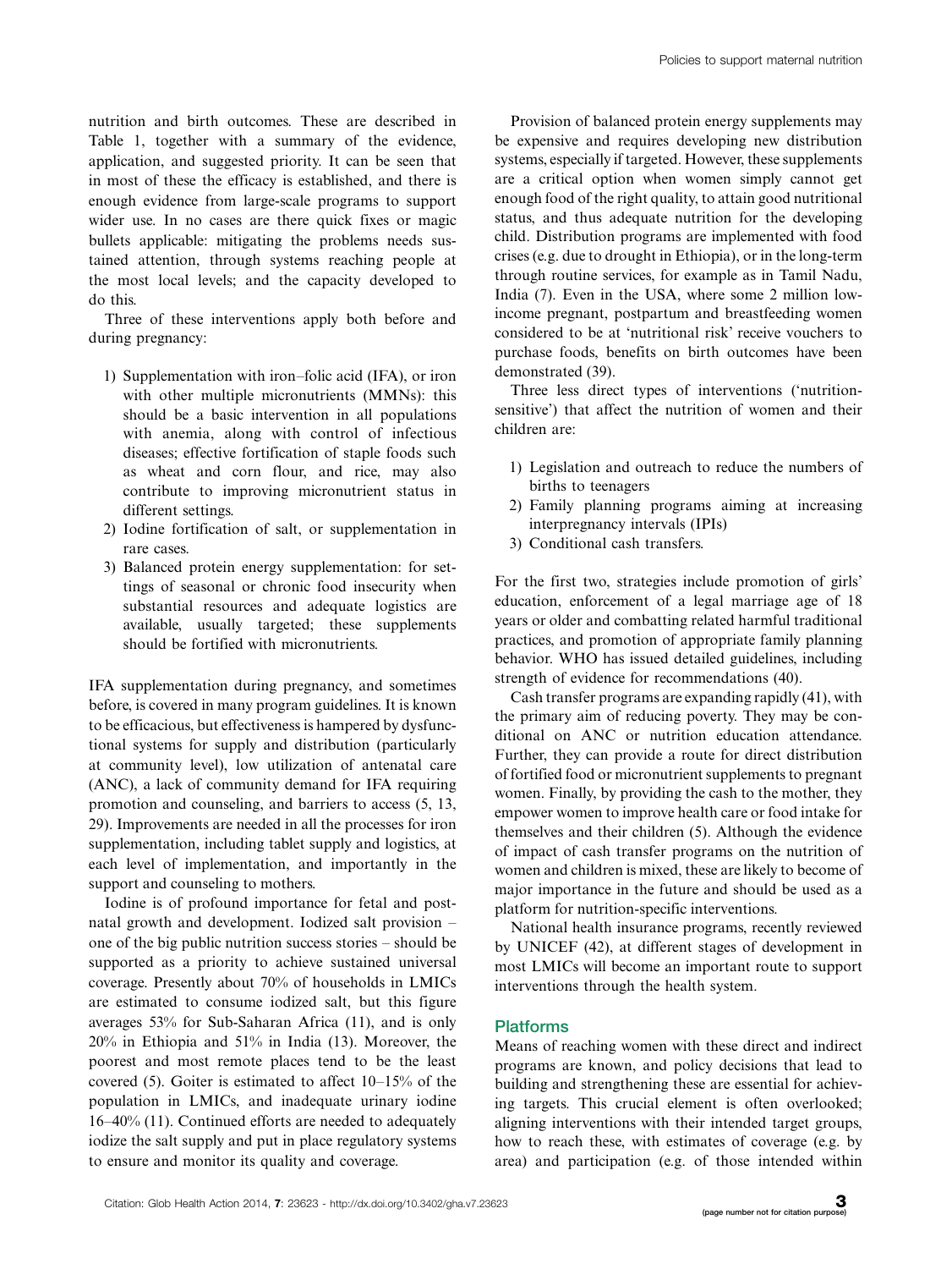nutrition and birth outcomes. These are described in Table 1, together with a summary of the evidence, application, and suggested priority. It can be seen that in most of these the efficacy is established, and there is enough evidence from large-scale programs to support wider use. In no cases are there quick fixes or magic bullets applicable: mitigating the problems needs sustained attention, through systems reaching people at the most local levels; and the capacity developed to do this.

Three of these interventions apply both before and during pregnancy:

1) Supplementation with iron–folic acid (IFA), or iron with other multiple micronutrients (MMNs): this should be a basic intervention in all populations with anemia, along with control of infectious diseases; effective fortification of staple foods such as wheat and corn flour, and rice, may also contribute to improving micronutrient status in different settings.
2) Iodine fortification of salt, or supplementation in rare cases.
3) Balanced protein energy supplementation: for settings of seasonal or chronic food insecurity when substantial resources and adequate logistics are available, usually targeted; these supplements should be fortified with micronutrients.

IFA supplementation during pregnancy, and sometimes before, is covered in many program guidelines. It is known to be efficacious, but effectiveness is hampered by dysfunctional systems for supply and distribution (particularly at community level), low utilization of antenatal care (ANC), a lack of community demand for IFA requiring promotion and counseling, and barriers to access (5, 13, 29). Improvements are needed in all the processes for iron supplementation, including tablet supply and logistics, at each level of implementation, and importantly in the support and counseling to mothers.

Iodine is of profound importance for fetal and postnatal growth and development. Iodized salt provision – one of the big public nutrition success stories – should be supported as a priority to achieve sustained universal coverage. Presently about 70% of households in LMICs are estimated to consume iodized salt, but this figure averages 53% for Sub-Saharan Africa (11), and is only 20% in Ethiopia and 51% in India (13). Moreover, the poorest and most remote places tend to be the least covered (5). Goiter is estimated to affect 10–15% of the population in LMICs, and inadequate urinary iodine 16–40% (11). Continued efforts are needed to adequately iodize the salt supply and put in place regulatory systems to ensure and monitor its quality and coverage.

Provision of balanced protein energy supplements may be expensive and requires developing new distribution systems, especially if targeted. However, these supplements are a critical option when women simply cannot get enough food of the right quality, to attain good nutritional status, and thus adequate nutrition for the developing child. Distribution programs are implemented with food crises (e.g. due to drought in Ethiopia), or in the long-term through routine services, for example as in Tamil Nadu, India (7). Even in the USA, where some 2 million low-income pregnant, postpartum and breastfeeding women considered to be at 'nutritional risk' receive vouchers to purchase foods, benefits on birth outcomes have been demonstrated (39).

Three less direct types of interventions ('nutrition-sensitive') that affect the nutrition of women and their children are:

1) Legislation and outreach to reduce the numbers of births to teenagers
2) Family planning programs aiming at increasing interpregnancy intervals (IPIs)
3) Conditional cash transfers.

For the first two, strategies include promotion of girls' education, enforcement of a legal marriage age of 18 years or older and combatting related harmful traditional practices, and promotion of appropriate family planning behavior. WHO has issued detailed guidelines, including strength of evidence for recommendations (40).

Cash transfer programs are expanding rapidly (41), with the primary aim of reducing poverty. They may be conditional on ANC or nutrition education attendance. Further, they can provide a route for direct distribution of fortified food or micronutrient supplements to pregnant women. Finally, by providing the cash to the mother, they empower women to improve health care or food intake for themselves and their children (5). Although the evidence of impact of cash transfer programs on the nutrition of women and children is mixed, these are likely to become of major importance in the future and should be used as a platform for nutrition-specific interventions.

National health insurance programs, recently reviewed by UNICEF (42), at different stages of development in most LMICs will become an important route to support interventions through the health system.

## Platforms

Means of reaching women with these direct and indirect programs are known, and policy decisions that lead to building and strengthening these are essential for achieving targets. This crucial element is often overlooked; aligning interventions with their intended target groups, how to reach these, with estimates of coverage (e.g. by area) and participation (e.g. of those intended within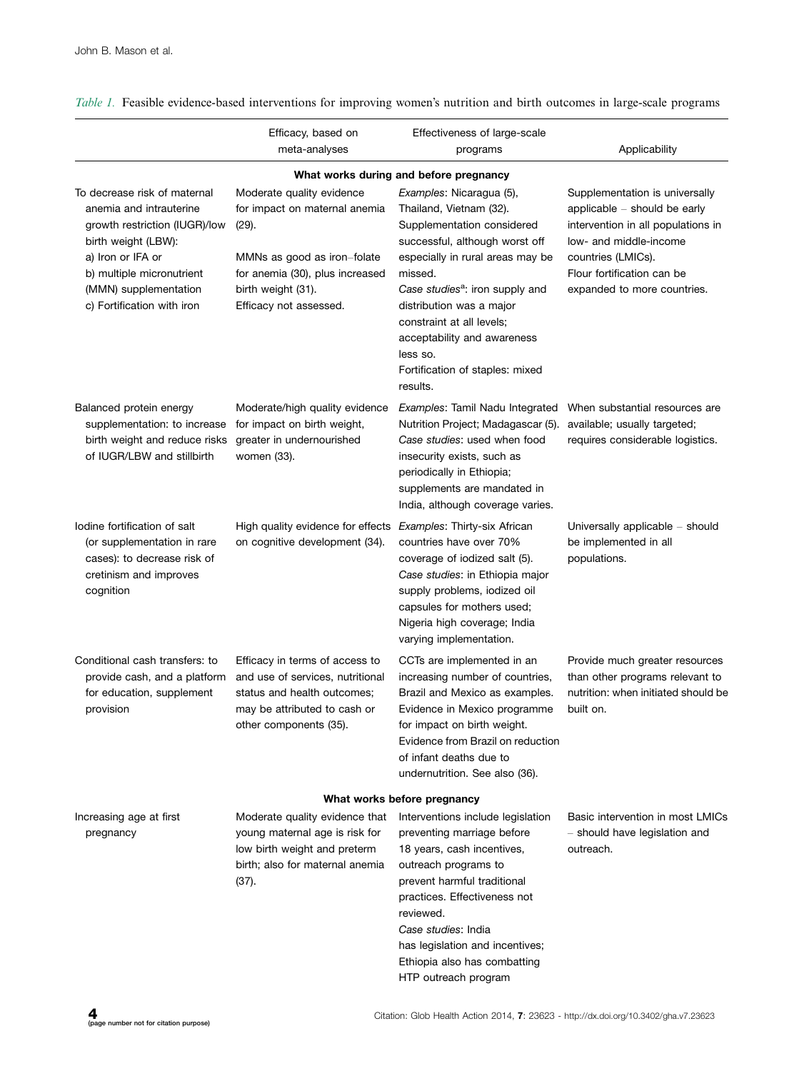*Table 1.* Feasible evidence-based interventions for improving women's nutrition and birth outcomes in large-scale programs

| | Efficacy, based on meta-analyses | Effectiveness of large-scale programs | Applicability |
|---|---|---|---|
| **What works during and before pregnancy** | | | |
| To decrease risk of maternal anemia and intrauterine growth restriction (IUGR)/low birth weight (LBW): a) Iron or IFA or b) multiple micronutrient (MMN) supplementation c) Fortification with iron | Moderate quality evidence for impact on maternal anemia (29). MMNs as good as iron–folate for anemia (30), plus increased birth weight (31). Efficacy not assessed. | *Examples*: Nicaragua (5), Thailand, Vietnam (32). Supplementation considered successful, although worst off especially in rural areas may be missed. *Case studies*[a]: iron supply and distribution was a major constraint at all levels; acceptability and awareness less so. Fortification of staples: mixed results. | Supplementation is universally applicable – should be early intervention in all populations in low- and middle-income countries (LMICs). Flour fortification can be expanded to more countries. |
| Balanced protein energy supplementation: to increase birth weight and reduce risks of IUGR/LBW and stillbirth | Moderate/high quality evidence for impact on birth weight, greater in undernourished women (33). | *Examples*: Tamil Nadu Integrated Nutrition Project; Madagascar (5). *Case studies*: used when food insecurity exists, such as periodically in Ethiopia; supplements are mandated in India, although coverage varies. | When substantial resources are available; usually targeted; requires considerable logistics. |
| Iodine fortification of salt (or supplementation in rare cases): to decrease risk of cretinism and improves cognition | High quality evidence for effects on cognitive development (34). | *Examples*: Thirty-six African countries have over 70% coverage of iodized salt (5). *Case studies*: in Ethiopia major supply problems, iodized oil capsules for mothers used; Nigeria high coverage; India varying implementation. | Universally applicable – should be implemented in all populations. |
| Conditional cash transfers: to provide cash, and a platform for education, supplement provision | Efficacy in terms of access to and use of services, nutritional status and health outcomes; may be attributed to cash or other components (35). | CCTs are implemented in an increasing number of countries, Brazil and Mexico as examples. Evidence in Mexico programme for impact on birth weight. Evidence from Brazil on reduction of infant deaths due to undernutrition. See also (36). | Provide much greater resources than other programs relevant to nutrition: when initiated should be built on. |
| **What works before pregnancy** | | | |
| Increasing age at first pregnancy | Moderate quality evidence that young maternal age is risk for low birth weight and preterm birth; also for maternal anemia (37). | Interventions include legislation preventing marriage before 18 years, cash incentives, outreach programs to prevent harmful traditional practices. Effectiveness not reviewed. *Case studies*: India has legislation and incentives; Ethiopia also has combatting HTP outreach program | Basic intervention in most LMICs – should have legislation and outreach. |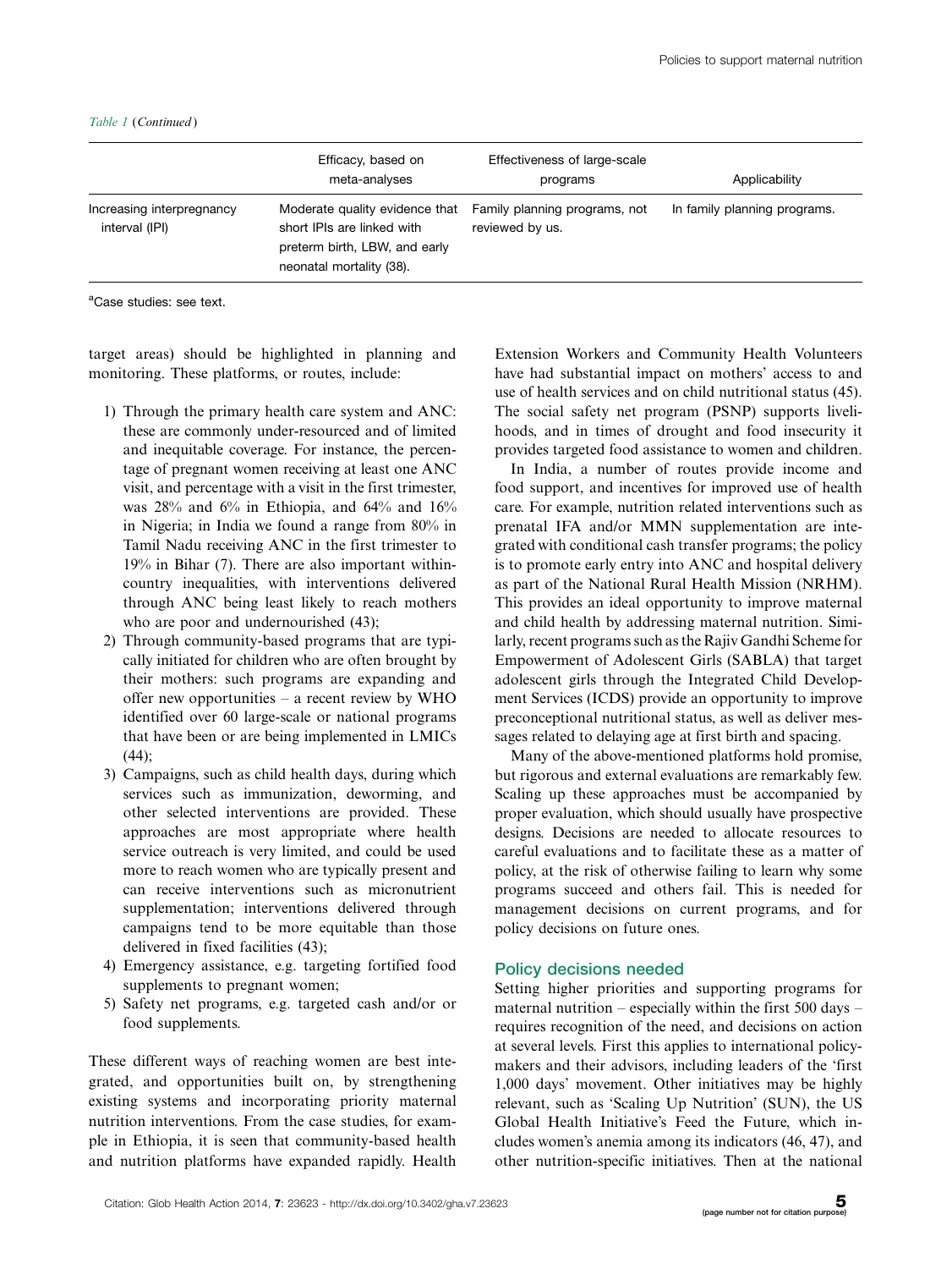*Table 1* (*Continued*)

| | Efficacy, based on meta-analyses | Effectiveness of large-scale programs | Applicability |
|---|---|---|---|
| Increasing interpregnancy interval (IPI) | Moderate quality evidence that short IPIs are linked with preterm birth, LBW, and early neonatal mortality (38). | Family planning programs, not reviewed by us. | In family planning programs. |

[a]Case studies: see text.

target areas) should be highlighted in planning and monitoring. These platforms, or routes, include:

1) Through the primary health care system and ANC: these are commonly under-resourced and of limited and inequitable coverage. For instance, the percentage of pregnant women receiving at least one ANC visit, and percentage with a visit in the first trimester, was 28% and 6% in Ethiopia, and 64% and 16% in Nigeria; in India we found a range from 80% in Tamil Nadu receiving ANC in the first trimester to 19% in Bihar (7). There are also important within-country inequalities, with interventions delivered through ANC being least likely to reach mothers who are poor and undernourished (43);
2) Through community-based programs that are typically initiated for children who are often brought by their mothers: such programs are expanding and offer new opportunities – a recent review by WHO identified over 60 large-scale or national programs that have been or are being implemented in LMICs (44);
3) Campaigns, such as child health days, during which services such as immunization, deworming, and other selected interventions are provided. These approaches are most appropriate where health service outreach is very limited, and could be used more to reach women who are typically present and can receive interventions such as micronutrient supplementation; interventions delivered through campaigns tend to be more equitable than those delivered in fixed facilities (43);
4) Emergency assistance, e.g. targeting fortified food supplements to pregnant women;
5) Safety net programs, e.g. targeted cash and/or or food supplements.

These different ways of reaching women are best integrated, and opportunities built on, by strengthening existing systems and incorporating priority maternal nutrition interventions. From the case studies, for example in Ethiopia, it is seen that community-based health and nutrition platforms have expanded rapidly. Health Extension Workers and Community Health Volunteers have had substantial impact on mothers' access to and use of health services and on child nutritional status (45). The social safety net program (PSNP) supports livelihoods, and in times of drought and food insecurity it provides targeted food assistance to women and children.

In India, a number of routes provide income and food support, and incentives for improved use of health care. For example, nutrition related interventions such as prenatal IFA and/or MMN supplementation are integrated with conditional cash transfer programs; the policy is to promote early entry into ANC and hospital delivery as part of the National Rural Health Mission (NRHM). This provides an ideal opportunity to improve maternal and child health by addressing maternal nutrition. Similarly, recent programs such as the Rajiv Gandhi Scheme for Empowerment of Adolescent Girls (SABLA) that target adolescent girls through the Integrated Child Development Services (ICDS) provide an opportunity to improve preconceptional nutritional status, as well as deliver messages related to delaying age at first birth and spacing.

Many of the above-mentioned platforms hold promise, but rigorous and external evaluations are remarkably few. Scaling up these approaches must be accompanied by proper evaluation, which should usually have prospective designs. Decisions are needed to allocate resources to careful evaluations and to facilitate these as a matter of policy, at the risk of otherwise failing to learn why some programs succeed and others fail. This is needed for management decisions on current programs, and for policy decisions on future ones.

## Policy decisions needed

Setting higher priorities and supporting programs for maternal nutrition – especially within the first 500 days – requires recognition of the need, and decisions on action at several levels. First this applies to international policy-makers and their advisors, including leaders of the 'first 1,000 days' movement. Other initiatives may be highly relevant, such as 'Scaling Up Nutrition' (SUN), the US Global Health Initiative's Feed the Future, which includes women's anemia among its indicators (46, 47), and other nutrition-specific initiatives. Then at the national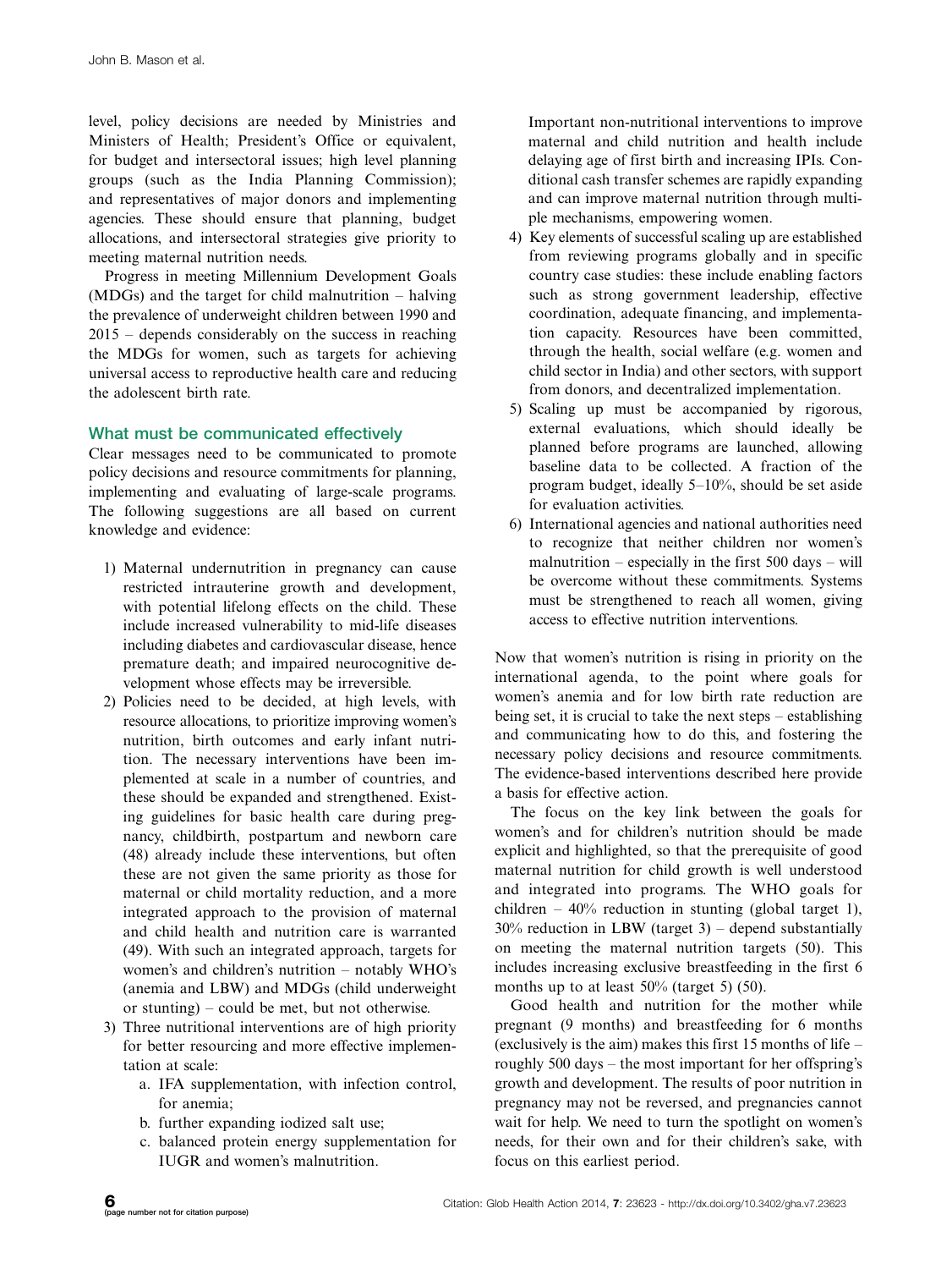level, policy decisions are needed by Ministries and Ministers of Health; President's Office or equivalent, for budget and intersectoral issues; high level planning groups (such as the India Planning Commission); and representatives of major donors and implementing agencies. These should ensure that planning, budget allocations, and intersectoral strategies give priority to meeting maternal nutrition needs.

Progress in meeting Millennium Development Goals (MDGs) and the target for child malnutrition – halving the prevalence of underweight children between 1990 and 2015 – depends considerably on the success in reaching the MDGs for women, such as targets for achieving universal access to reproductive health care and reducing the adolescent birth rate.

### What must be communicated effectively

Clear messages need to be communicated to promote policy decisions and resource commitments for planning, implementing and evaluating of large-scale programs. The following suggestions are all based on current knowledge and evidence:

1) Maternal undernutrition in pregnancy can cause restricted intrauterine growth and development, with potential lifelong effects on the child. These include increased vulnerability to mid-life diseases including diabetes and cardiovascular disease, hence premature death; and impaired neurocognitive development whose effects may be irreversible.
2) Policies need to be decided, at high levels, with resource allocations, to prioritize improving women's nutrition, birth outcomes and early infant nutrition. The necessary interventions have been implemented at scale in a number of countries, and these should be expanded and strengthened. Existing guidelines for basic health care during pregnancy, childbirth, postpartum and newborn care (48) already include these interventions, but often these are not given the same priority as those for maternal or child mortality reduction, and a more integrated approach to the provision of maternal and child health and nutrition care is warranted (49). With such an integrated approach, targets for women's and children's nutrition – notably WHO's (anemia and LBW) and MDGs (child underweight or stunting) – could be met, but not otherwise.
3) Three nutritional interventions are of high priority for better resourcing and more effective implementation at scale:
    a. IFA supplementation, with infection control, for anemia;
    b. further expanding iodized salt use;
    c. balanced protein energy supplementation for IUGR and women's malnutrition.

    Important non-nutritional interventions to improve maternal and child nutrition and health include delaying age of first birth and increasing IPIs. Conditional cash transfer schemes are rapidly expanding and can improve maternal nutrition through multiple mechanisms, empowering women.
4) Key elements of successful scaling up are established from reviewing programs globally and in specific country case studies: these include enabling factors such as strong government leadership, effective coordination, adequate financing, and implementation capacity. Resources have been committed, through the health, social welfare (e.g. women and child sector in India) and other sectors, with support from donors, and decentralized implementation.
5) Scaling up must be accompanied by rigorous, external evaluations, which should ideally be planned before programs are launched, allowing baseline data to be collected. A fraction of the program budget, ideally 5–10%, should be set aside for evaluation activities.
6) International agencies and national authorities need to recognize that neither children nor women's malnutrition – especially in the first 500 days – will be overcome without these commitments. Systems must be strengthened to reach all women, giving access to effective nutrition interventions.

Now that women's nutrition is rising in priority on the international agenda, to the point where goals for women's anemia and for low birth rate reduction are being set, it is crucial to take the next steps – establishing and communicating how to do this, and fostering the necessary policy decisions and resource commitments. The evidence-based interventions described here provide a basis for effective action.

The focus on the key link between the goals for women's and for children's nutrition should be made explicit and highlighted, so that the prerequisite of good maternal nutrition for child growth is well understood and integrated into programs. The WHO goals for children – 40% reduction in stunting (global target 1), 30% reduction in LBW (target 3) – depend substantially on meeting the maternal nutrition targets (50). This includes increasing exclusive breastfeeding in the first 6 months up to at least 50% (target 5) (50).

Good health and nutrition for the mother while pregnant (9 months) and breastfeeding for 6 months (exclusively is the aim) makes this first 15 months of life – roughly 500 days – the most important for her offspring's growth and development. The results of poor nutrition in pregnancy may not be reversed, and pregnancies cannot wait for help. We need to turn the spotlight on women's needs, for their own and for their children's sake, with focus on this earliest period.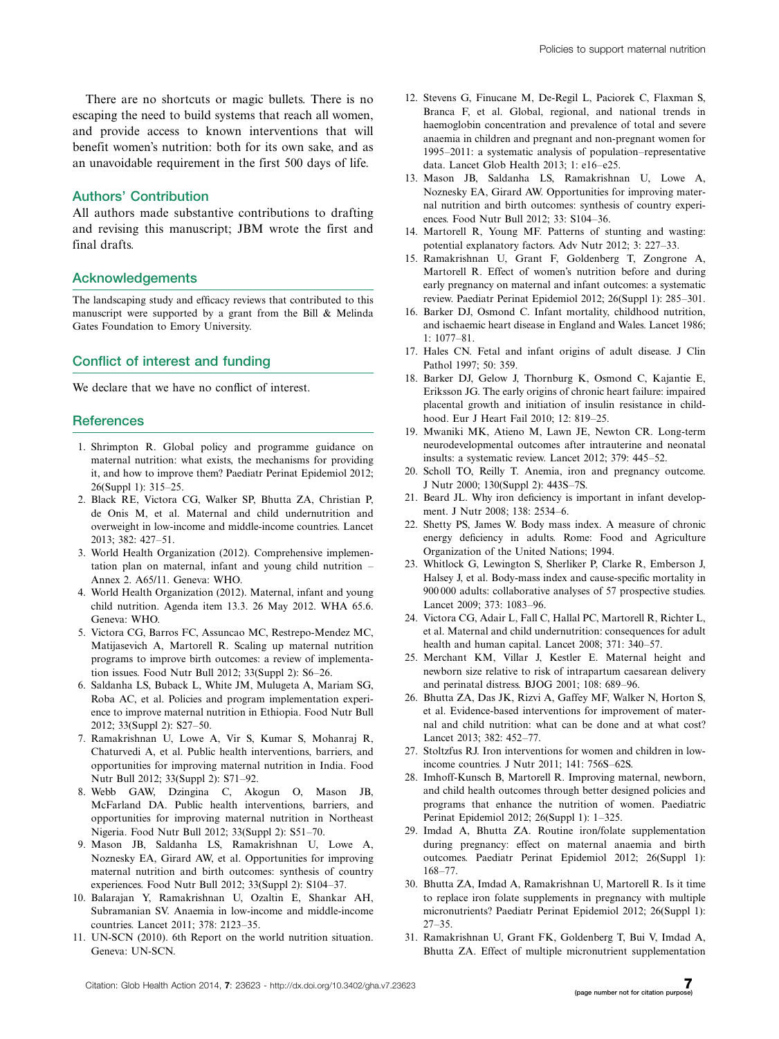There are no shortcuts or magic bullets. There is no escaping the need to build systems that reach all women, and provide access to known interventions that will benefit women's nutrition: both for its own sake, and as an unavoidable requirement in the first 500 days of life.

## Authors' Contribution

All authors made substantive contributions to drafting and revising this manuscript; JBM wrote the first and final drafts.

## Acknowledgements

The landscaping study and efficacy reviews that contributed to this manuscript were supported by a grant from the Bill & Melinda Gates Foundation to Emory University.

## Conflict of interest and funding

We declare that we have no conflict of interest.

## References

1. Shrimpton R. Global policy and programme guidance on maternal nutrition: what exists, the mechanisms for providing it, and how to improve them? Paediatr Perinat Epidemiol 2012; 26(Suppl 1): 315–25.
2. Black RE, Victora CG, Walker SP, Bhutta ZA, Christian P, de Onis M, et al. Maternal and child undernutrition and overweight in low-income and middle-income countries. Lancet 2013; 382: 427–51.
3. World Health Organization (2012). Comprehensive implementation plan on maternal, infant and young child nutrition – Annex 2. A65/11. Geneva: WHO.
4. World Health Organization (2012). Maternal, infant and young child nutrition. Agenda item 13.3. 26 May 2012. WHA 65.6. Geneva: WHO.
5. Victora CG, Barros FC, Assuncao MC, Restrepo-Mendez MC, Matijasevich A, Martorell R. Scaling up maternal nutrition programs to improve birth outcomes: a review of implementation issues. Food Nutr Bull 2012; 33(Suppl 2): S6–26.
6. Saldanha LS, Buback L, White JM, Mulugeta A, Mariam SG, Roba AC, et al. Policies and program implementation experience to improve maternal nutrition in Ethiopia. Food Nutr Bull 2012; 33(Suppl 2): S27–50.
7. Ramakrishnan U, Lowe A, Vir S, Kumar S, Mohanraj R, Chaturvedi A, et al. Public health interventions, barriers, and opportunities for improving maternal nutrition in India. Food Nutr Bull 2012; 33(Suppl 2): S71–92.
8. Webb GAW, Dzingina C, Akogun O, Mason JB, McFarland DA. Public health interventions, barriers, and opportunities for improving maternal nutrition in Northeast Nigeria. Food Nutr Bull 2012; 33(Suppl 2): S51–70.
9. Mason JB, Saldanha LS, Ramakrishnan U, Lowe A, Noznesky EA, Girard AW, et al. Opportunities for improving maternal nutrition and birth outcomes: synthesis of country experiences. Food Nutr Bull 2012; 33(Suppl 2): S104–37.
10. Balarajan Y, Ramakrishnan U, Ozaltin E, Shankar AH, Subramanian SV. Anaemia in low-income and middle-income countries. Lancet 2011; 378: 2123–35.
11. UN-SCN (2010). 6th Report on the world nutrition situation. Geneva: UN-SCN.
12. Stevens G, Finucane M, De-Regil L, Paciorek C, Flaxman S, Branca F, et al. Global, regional, and national trends in haemoglobin concentration and prevalence of total and severe anaemia in children and pregnant and non-pregnant women for 1995–2011: a systematic analysis of population–representative data. Lancet Glob Health 2013; 1: e16–e25.
13. Mason JB, Saldanha LS, Ramakrishnan U, Lowe A, Noznesky EA, Girard AW. Opportunities for improving maternal nutrition and birth outcomes: synthesis of country experiences. Food Nutr Bull 2012; 33: S104–36.
14. Martorell R, Young MF. Patterns of stunting and wasting: potential explanatory factors. Adv Nutr 2012; 3: 227–33.
15. Ramakrishnan U, Grant F, Goldenberg T, Zongrone A, Martorell R. Effect of women's nutrition before and during early pregnancy on maternal and infant outcomes: a systematic review. Paediatr Perinat Epidemiol 2012; 26(Suppl 1): 285–301.
16. Barker DJ, Osmond C. Infant mortality, childhood nutrition, and ischaemic heart disease in England and Wales. Lancet 1986; 1: 1077–81.
17. Hales CN. Fetal and infant origins of adult disease. J Clin Pathol 1997; 50: 359.
18. Barker DJ, Gelow J, Thornburg K, Osmond C, Kajantie E, Eriksson JG. The early origins of chronic heart failure: impaired placental growth and initiation of insulin resistance in childhood. Eur J Heart Fail 2010; 12: 819–25.
19. Mwaniki MK, Atieno M, Lawn JE, Newton CR. Long-term neurodevelopmental outcomes after intrauterine and neonatal insults: a systematic review. Lancet 2012; 379: 445–52.
20. Scholl TO, Reilly T. Anemia, iron and pregnancy outcome. J Nutr 2000; 130(Suppl 2): 443S–7S.
21. Beard JL. Why iron deficiency is important in infant development. J Nutr 2008; 138: 2534–6.
22. Shetty PS, James W. Body mass index. A measure of chronic energy deficiency in adults. Rome: Food and Agriculture Organization of the United Nations; 1994.
23. Whitlock G, Lewington S, Sherliker P, Clarke R, Emberson J, Halsey J, et al. Body-mass index and cause-specific mortality in 900 000 adults: collaborative analyses of 57 prospective studies. Lancet 2009; 373: 1083–96.
24. Victora CG, Adair L, Fall C, Hallal PC, Martorell R, Richter L, et al. Maternal and child undernutrition: consequences for adult health and human capital. Lancet 2008; 371: 340–57.
25. Merchant KM, Villar J, Kestler E. Maternal height and newborn size relative to risk of intrapartum caesarean delivery and perinatal distress. BJOG 2001; 108: 689–96.
26. Bhutta ZA, Das JK, Rizvi A, Gaffey MF, Walker N, Horton S, et al. Evidence-based interventions for improvement of maternal and child nutrition: what can be done and at what cost? Lancet 2013; 382: 452–77.
27. Stoltzfus RJ. Iron interventions for women and children in low-income countries. J Nutr 2011; 141: 756S–62S.
28. Imhoff-Kunsch B, Martorell R. Improving maternal, newborn, and child health outcomes through better designed policies and programs that enhance the nutrition of women. Paediatric Perinat Epidemiol 2012; 26(Suppl 1): 1–325.
29. Imdad A, Bhutta ZA. Routine iron/folate supplementation during pregnancy: effect on maternal anaemia and birth outcomes. Paediatr Perinat Epidemiol 2012; 26(Suppl 1): 168–77.
30. Bhutta ZA, Imdad A, Ramakrishnan U, Martorell R. Is it time to replace iron folate supplements in pregnancy with multiple micronutrients? Paediatr Perinat Epidemiol 2012; 26(Suppl 1): 27–35.
31. Ramakrishnan U, Grant FK, Goldenberg T, Bui V, Imdad A, Bhutta ZA. Effect of multiple micronutrient supplementation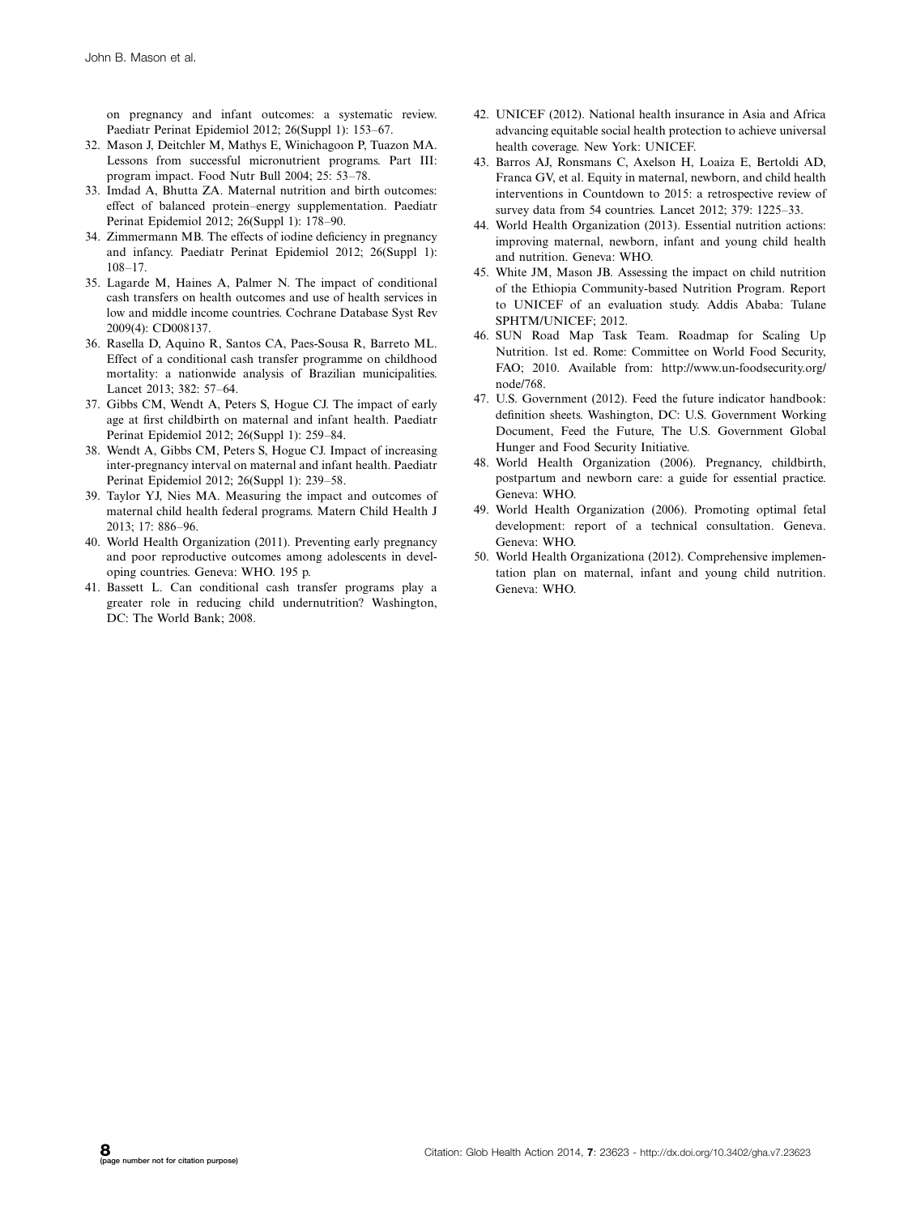on pregnancy and infant outcomes: a systematic review. Paediatr Perinat Epidemiol 2012; 26(Suppl 1): 153–67.

32. Mason J, Deitchler M, Mathys E, Winichagoon P, Tuazon MA. Lessons from successful micronutrient programs. Part III: program impact. Food Nutr Bull 2004; 25: 53–78.
33. Imdad A, Bhutta ZA. Maternal nutrition and birth outcomes: effect of balanced protein–energy supplementation. Paediatr Perinat Epidemiol 2012; 26(Suppl 1): 178–90.
34. Zimmermann MB. The effects of iodine deficiency in pregnancy and infancy. Paediatr Perinat Epidemiol 2012; 26(Suppl 1): 108–17.
35. Lagarde M, Haines A, Palmer N. The impact of conditional cash transfers on health outcomes and use of health services in low and middle income countries. Cochrane Database Syst Rev 2009(4): CD008137.
36. Rasella D, Aquino R, Santos CA, Paes-Sousa R, Barreto ML. Effect of a conditional cash transfer programme on childhood mortality: a nationwide analysis of Brazilian municipalities. Lancet 2013; 382: 57–64.
37. Gibbs CM, Wendt A, Peters S, Hogue CJ. The impact of early age at first childbirth on maternal and infant health. Paediatr Perinat Epidemiol 2012; 26(Suppl 1): 259–84.
38. Wendt A, Gibbs CM, Peters S, Hogue CJ. Impact of increasing inter-pregnancy interval on maternal and infant health. Paediatr Perinat Epidemiol 2012; 26(Suppl 1): 239–58.
39. Taylor YJ, Nies MA. Measuring the impact and outcomes of maternal child health federal programs. Matern Child Health J 2013; 17: 886–96.
40. World Health Organization (2011). Preventing early pregnancy and poor reproductive outcomes among adolescents in developing countries. Geneva: WHO. 195 p.
41. Bassett L. Can conditional cash transfer programs play a greater role in reducing child undernutrition? Washington, DC: The World Bank; 2008.
42. UNICEF (2012). National health insurance in Asia and Africa advancing equitable social health protection to achieve universal health coverage. New York: UNICEF.
43. Barros AJ, Ronsmans C, Axelson H, Loaiza E, Bertoldi AD, Franca GV, et al. Equity in maternal, newborn, and child health interventions in Countdown to 2015: a retrospective review of survey data from 54 countries. Lancet 2012; 379: 1225–33.
44. World Health Organization (2013). Essential nutrition actions: improving maternal, newborn, infant and young child health and nutrition. Geneva: WHO.
45. White JM, Mason JB. Assessing the impact on child nutrition of the Ethiopia Community-based Nutrition Program. Report to UNICEF of an evaluation study. Addis Ababa: Tulane SPHTM/UNICEF; 2012.
46. SUN Road Map Task Team. Roadmap for Scaling Up Nutrition. 1st ed. Rome: Committee on World Food Security, FAO; 2010. Available from: http://www.un-foodsecurity.org/node/768.
47. U.S. Government (2012). Feed the future indicator handbook: definition sheets. Washington, DC: U.S. Government Working Document, Feed the Future, The U.S. Government Global Hunger and Food Security Initiative.
48. World Health Organization (2006). Pregnancy, childbirth, postpartum and newborn care: a guide for essential practice. Geneva: WHO.
49. World Health Organization (2006). Promoting optimal fetal development: report of a technical consultation. Geneva. Geneva: WHO.
50. World Health Organizationa (2012). Comprehensive implementation plan on maternal, infant and young child nutrition. Geneva: WHO.